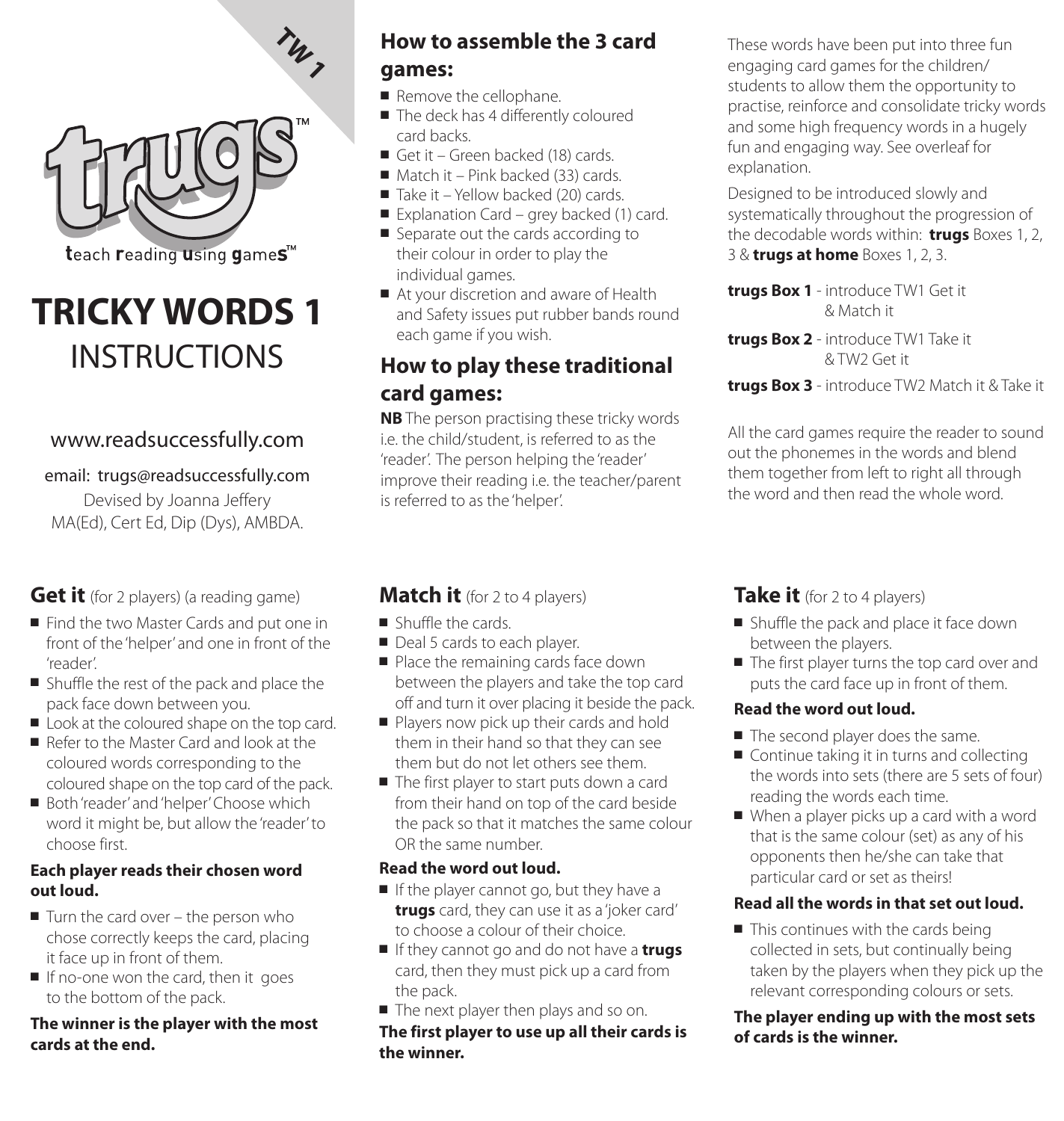TW 1

trugs™

teach reading using games™

# TRICKY WORDS 1
# INSTRUCTIONS

www.readsuccessfully.com

email: trugs@readsuccessfully.com

Devised by Joanna Jeffery
MA(Ed), Cert Ed, Dip (Dys), AMBDA.

## How to assemble the 3 card games:

- Remove the cellophane.
- The deck has 4 differently coloured card backs.
- Get it – Green backed (18) cards.
- Match it – Pink backed (33) cards.
- Take it – Yellow backed (20) cards.
- Explanation Card – grey backed (1) card.
- Separate out the cards according to their colour in order to play the individual games.
- At your discretion and aware of Health and Safety issues put rubber bands round each game if you wish.

## How to play these traditional card games:

**NB** The person practising these tricky words i.e. the child/student, is referred to as the 'reader'. The person helping the 'reader' improve their reading i.e. the teacher/parent is referred to as the 'helper'.

These words have been put into three fun engaging card games for the children/students to allow them the opportunity to practise, reinforce and consolidate tricky words and some high frequency words in a hugely fun and engaging way. See overleaf for explanation.

Designed to be introduced slowly and systematically throughout the progression of the decodable words within: **trugs** Boxes 1, 2, 3 & **trugs at home** Boxes 1, 2, 3.

**trugs Box 1** - introduce TW1 Get it & Match it

**trugs Box 2** - introduce TW1 Take it & TW2 Get it

**trugs Box 3** - introduce TW2 Match it & Take it

All the card games require the reader to sound out the phonemes in the words and blend them together from left to right all through the word and then read the whole word.

## Get it (for 2 players) (a reading game)

- Find the two Master Cards and put one in front of the 'helper' and one in front of the 'reader'.
- Shuffle the rest of the pack and place the pack face down between you.
- Look at the coloured shape on the top card.
- Refer to the Master Card and look at the coloured words corresponding to the coloured shape on the top card of the pack.
- Both 'reader' and 'helper' Choose which word it might be, but allow the 'reader' to choose first.

**Each player reads their chosen word out loud.**

- Turn the card over – the person who chose correctly keeps the card, placing it face up in front of them.
- If no-one won the card, then it goes to the bottom of the pack.

**The winner is the player with the most cards at the end.**

## Match it (for 2 to 4 players)

- Shuffle the cards.
- Deal 5 cards to each player.
- Place the remaining cards face down between the players and take the top card off and turn it over placing it beside the pack.
- Players now pick up their cards and hold them in their hand so that they can see them but do not let others see them.
- The first player to start puts down a card from their hand on top of the card beside the pack so that it matches the same colour OR the same number.

**Read the word out loud.**

- If the player cannot go, but they have a **trugs** card, they can use it as a 'joker card' to choose a colour of their choice.
- If they cannot go and do not have a **trugs** card, then they must pick up a card from the pack.
- The next player then plays and so on.

**The first player to use up all their cards is the winner.**

## Take it (for 2 to 4 players)

- Shuffle the pack and place it face down between the players.
- The first player turns the top card over and puts the card face up in front of them.

**Read the word out loud.**

- The second player does the same.
- Continue taking it in turns and collecting the words into sets (there are 5 sets of four) reading the words each time.
- When a player picks up a card with a word that is the same colour (set) as any of his opponents then he/she can take that particular card or set as theirs!

**Read all the words in that set out loud.**

- This continues with the cards being collected in sets, but continually being taken by the players when they pick up the relevant corresponding colours or sets.

**The player ending up with the most sets of cards is the winner.**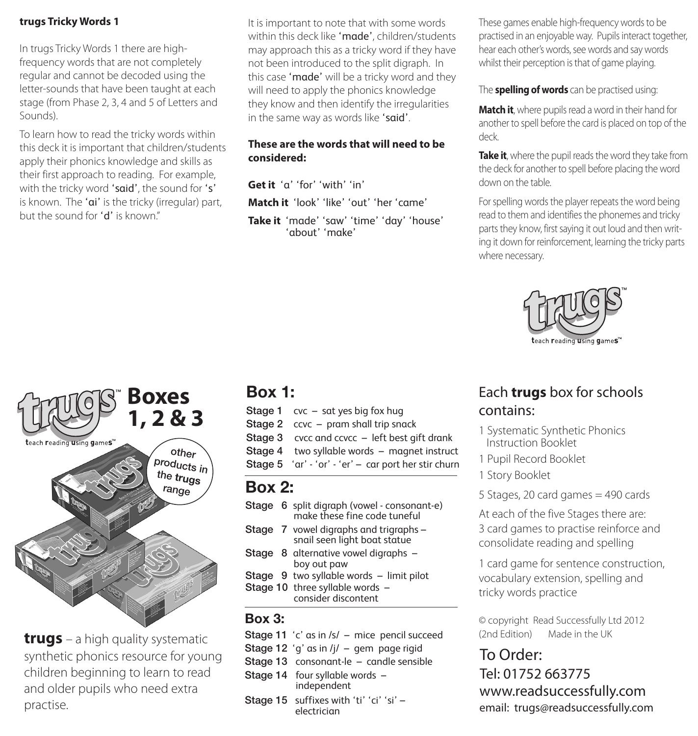**trugs Tricky Words 1**

In trugs Tricky Words 1 there are high-frequency words that are not completely regular and cannot be decoded using the letter-sounds that have been taught at each stage (from Phase 2, 3, 4 and 5 of Letters and Sounds).

To learn how to read the tricky words within this deck it is important that children/students apply their phonics knowledge and skills as their first approach to reading. For example, with the tricky word 'said', the sound for 's' is known. The 'ai' is the tricky (irregular) part, but the sound for 'd' is known."

It is important to note that with some words within this deck like 'made', children/students may approach this as a tricky word if they have not been introduced to the split digraph. In this case 'made' will be a tricky word and they will need to apply the phonics knowledge they know and then identify the irregularities in the same way as words like 'said'.

**These are the words that will need to be considered:**

**Get it** 'a' 'for' 'with' 'in'

**Match it** 'look' 'like' 'out' 'her 'came'

**Take it** 'made' 'saw' 'time' 'day' 'house' 'about' 'make'

These games enable high-frequency words to be practised in an enjoyable way. Pupils interact together, hear each other's words, see words and say words whilst their perception is that of game playing.

The **spelling of words** can be practised using:

**Match it**, where pupils read a word in their hand for another to spell before the card is placed on top of the deck.

**Take it**, where the pupil reads the word they take from the deck for another to spell before placing the word down on the table.

For spelling words the player repeats the word being read to them and identifies the phonemes and tricky parts they know, first saying it out loud and then writing it down for reinforcement, learning the tricky parts where necessary.

trugs™
teach reading using games™

# trugs™ Boxes 1, 2 & 3

teach reading using games™

other products in the trugs range

**trugs** – a high quality systematic synthetic phonics resource for young children beginning to learn to read and older pupils who need extra practise.

## Box 1:

Stage 1 cvc – sat yes big fox hug
Stage 2 ccvc – pram shall trip snack
Stage 3 cvcc and ccvcc – left best gift drank
Stage 4 two syllable words – magnet instruct
Stage 5 'ar' - 'or' - 'er' – car port her stir churn

## Box 2:

Stage 6 split digraph (vowel - consonant-e) make these fine code tuneful
Stage 7 vowel digraphs and trigraphs – snail seen light boat statue
Stage 8 alternative vowel digraphs – boy out paw
Stage 9 two syllable words – limit pilot
Stage 10 three syllable words – consider discontent

## Box 3:

Stage 11 'c' as in /s/ – mice pencil succeed
Stage 12 'g' as in /j/ – gem page rigid
Stage 13 consonant-le – candle sensible
Stage 14 four syllable words – independent
Stage 15 suffixes with 'ti' 'ci' 'si' – electrician

## Each **trugs** box for schools contains:

- 1 Systematic Synthetic Phonics Instruction Booklet
- 1 Pupil Record Booklet
- 1 Story Booklet

5 Stages, 20 card games = 490 cards

At each of the five Stages there are:
3 card games to practise reinforce and consolidate reading and spelling

1 card game for sentence construction, vocabulary extension, spelling and tricky words practice

© copyright Read Successfully Ltd 2012 (2nd Edition) Made in the UK

To Order:
Tel: 01752 663775
www.readsuccessfully.com
email: trugs@readsuccessfully.com